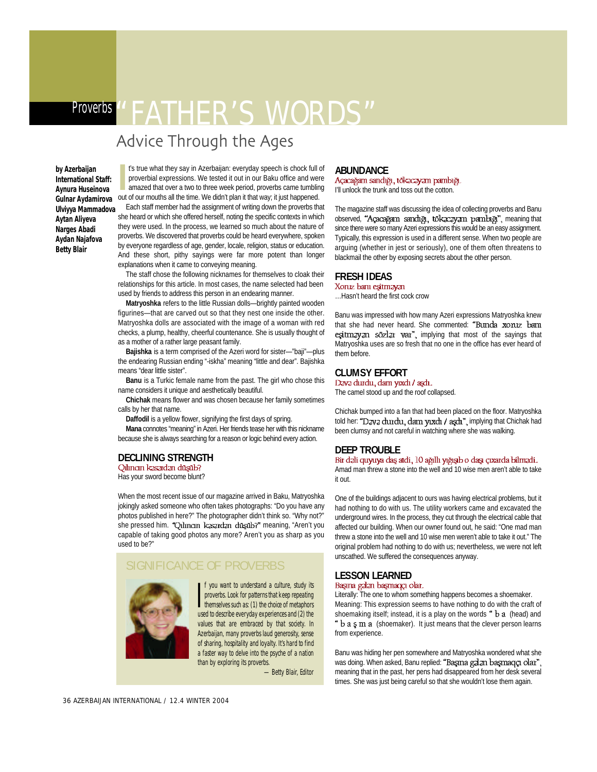Proverbs

# "FATHER'S WORDS"

## Advice Through the Ages

**by Azerbaijan International Staff: Aynura Huseinova, Gulnar Aydamirova, Ulviyya Mammadova, Aytan Aliyeva, Narges Abadi, Aydan Najafova, Betty Blair**

It's true what they say in Azerbaijan: everyday speech is chock full of proverbial expressions. We tested it out in our Baku office and were amazed that over a two to three week period, proverbs came tumbling out of our mouths all the time. We didn't plan it that way; it just happened.

Each staff member had the assignment of writing down the proverbs that she heard or which she offered herself, noting the specific contexts in which they were used. In the process, we learned so much about the nature of proverbs. We discovered that proverbs could be heard everywhere, spoken by everyone regardless of age, gender, locale, religion, status or education. And these short, pithy sayings were far more potent than longer explanations when it came to conveying meaning.

The staff chose the following nicknames for themselves to cloak their relationships for this article. In most cases, the name selected had been used by friends to address this person in an endearing manner.

**Matryoshka** refers to the little Russian dolls—brightly painted wooden figurines—that are carved out so that they nest one inside the other. Matryoshka dolls are associated with the image of a woman with red checks, a plump, healthy, cheerful countenance. She is usually thought of as a mother of a rather large peasant family.

**Bajishka** is a term comprised of the Azeri word for sister—"baji"—plus the endearing Russian ending "-iskha" meaning "little and dear". Bajishka means "dear little sister".

**Banu** is a Turkic female name from the past. The girl who chose this name considers it unique and aesthetically beautiful.

**Chichak** means flower and was chosen because her family sometimes calls by her that name.

**Daffodil** is a yellow flower, signifying the first days of spring.

**Mana** connotes "meaning" in Azeri. Her friends tease her with this nickname because she is always searching for a reason or logic behind every action.

### DECLINING STRENGTH

Qılıncın kəsərdən düşüb?

Has your sword become blunt?

When the most recent issue of our magazine arrived in Baku, Matryoshka jokingly asked someone who often takes photographs: "Do you have any photos published in here?" The photographer didn't think so. "Why not?" she pressed him. "Qılıncın kəsərdən düşüb?" meaning, "Aren't you capable of taking good photos any more? Aren't you as sharp as you used to be?"

### SIGNIFICANCE OF PROVERBS

If you want to understand a culture, study its proverbs. Look for patterns that keep repeating themselves such as: (1) the choice of metaphors used to describe everyday experiences and (2) the values that are embraced by that society. In Azerbaijan, many proverbs laud generosity, sense of sharing, hospitality and loyalty. It's hard to find a faster way to delve into the psyche of a nation than by exploring its proverbs.

— Betty Blair, Editor

### ABUNDANCE

Açacağam sandığı, tökəcəyəm pambığı.

I'll unlock the trunk and toss out the cotton.

The magazine staff was discussing the idea of collecting proverbs and Banu observed, "Açacağam sandığı, tökəcəyəm pambığı", meaning that since there were so many Azeri expressions this would be an easy assignment. Typically, this expression is used in a different sense. When two people are arguing (whether in jest or seriously), one of them often threatens to blackmail the other by exposing secrets about the other person.

### FRESH IDEAS

Xoruz banı eşitməyən

…Hasn't heard the first cock crow

Banu was impressed with how many Azeri expressions Matryoshka knew that she had never heard. She commented: "Bunda xoruz banı eşitməyən sözlər var", implying that most of the sayings that Matryoshka uses are so fresh that no one in the office has ever heard of them before.

### CLUMSY EFFORT

Dəvə durdu, dam yıxdı / aşdı.

The camel stood up and the roof collapsed.

Chichak bumped into a fan that had been placed on the floor. Matryoshka told her: "Dəvə durdu, dam yıxdı / aşdı", implying that Chichak had been clumsy and not careful in watching where she was walking.

### DEEP TROUBLE

Bir dəli quyuya daş atdı, 10 ağıllı yığışıb o daşı çıxarda bilmədi.

Amad man threw a stone into the well and 10 wise men aren't able to take it out.

One of the buildings adjacent to ours was having electrical problems, but it had nothing to do with us. The utility workers came and excavated the underground wires. In the process, they cut through the electrical cable that affected our building. When our owner found out, he said: "One mad man threw a stone into the well and 10 wise men weren't able to take it out." The original problem had nothing to do with us; nevertheless, we were not left unscathed. We suffered the consequences anyway.

### LESSON LEARNED

Başına gələn başmaqçı olar.

Literally: The one to whom something happens becomes a shoemaker.

Meaning: This expression seems to have nothing to do with the craft of shoemaking itself; instead, it is a play on the words "baş" (head) and "başmaq" (shoemaker). It just means that the clever person learns from experience.

Banu was hiding her pen somewhere and Matryoshka wondered what she was doing. When asked, Banu replied: "Başına gələn başmaqçı olar", meaning that in the past, her pens had disappeared from her desk several times. She was just being careful so that she wouldn't lose them again.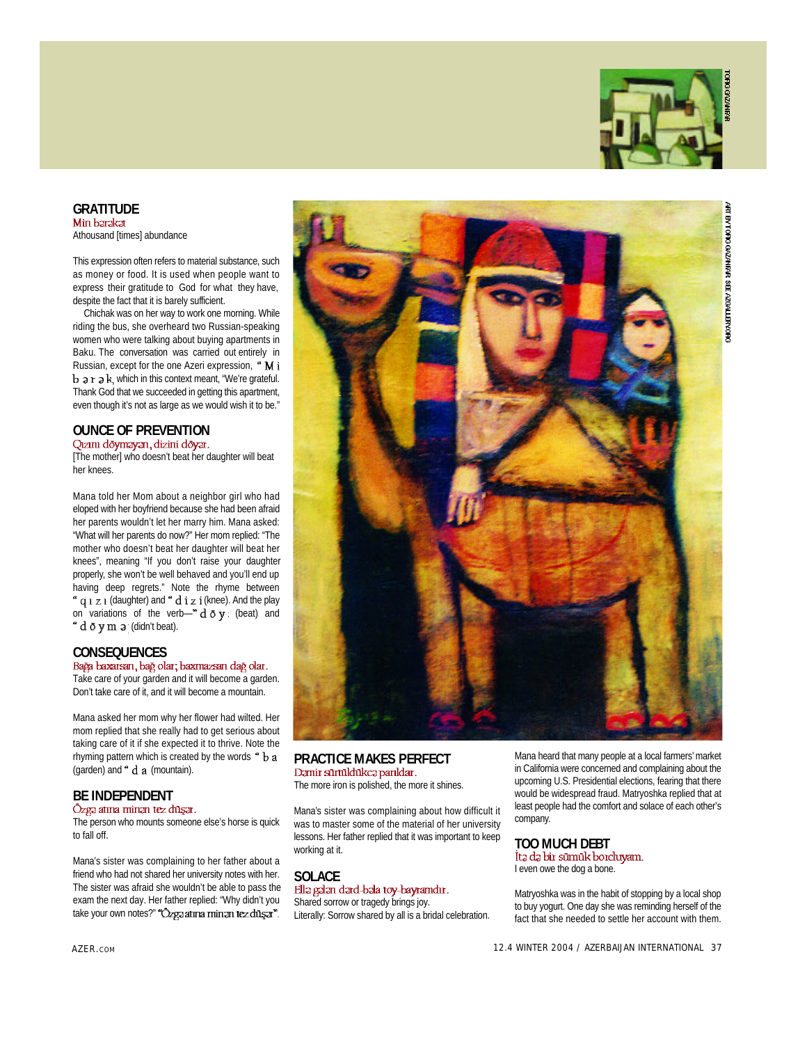## GRATITUDE

Min bərəkət

Athousand [times] abundance

This expression often refers to material substance, such as money or food. It is used when people want to express their gratitude to God for what they have, despite the fact that it is barely sufficient.

Chichak was on her way to work one morning. While riding the bus, she overheard two Russian-speaking women who were talking about buying apartments in Baku. The conversation was carried out entirely in Russian, except for the one Azeri expression, "Min bərəkət", which in this context meant, "We're grateful. Thank God that we succeeded in getting this apartment, even though it's not as large as we would wish it to be."

## OUNCE OF PREVENTION

Qızını döyməyən, dizini döyər.

[The mother] who doesn't beat her daughter will beat her knees.

Mana told her Mom about a neighbor girl who had eloped with her boyfriend because she had been afraid her parents wouldn't let her marry him. Mana asked: "What will her parents do now?" Her mom replied: "The mother who doesn't beat her daughter will beat her knees", meaning "If you don't raise your daughter properly, she won't be well behaved and you'll end up having deep regrets." Note the rhyme between "qızı" (daughter) and "dizi" (knee). And the play on variations of the verb—"döy" (beat) and "döymə" (didn't beat).

## CONSEQUENCES

Bağa baxarsan, bağ olar; baxmazsan dağ olar.

Take care of your garden and it will become a garden. Don't take care of it, and it will become a mountain.

Mana asked her mom why her flower had wilted. Her mom replied that she really had to get serious about taking care of it if she expected it to thrive. Note the rhyming pattern which is created by the words "bağ" (garden) and "dağ" (mountain).

## BE INDEPENDENT

Özgə atına minən tez düşər.

The person who mounts someone else's horse is quick to fall off.

Mana's sister was complaining to her father about a friend who had not shared her university notes with her. The sister was afraid she wouldn't be able to pass the exam the next day. Her father replied: "Why didn't you take your own notes?" "Özgə atına minən tez düşər".

## PRACTICE MAKES PERFECT

Dəmir sürtüldükcə parıldar.

The more iron is polished, the more it shines.

Mana's sister was complaining about how difficult it was to master some of the material of her university lessons. Her father replied that it was important to keep working at it.

## SOLACE

Elle gələn dərd-bəla toy-bayramdır.

Shared sorrow or tragedy brings joy.

Literally: Sorrow shared by all is a bridal celebration.

Mana heard that many people at a local farmers' market in California were concerned and complaining about the upcoming U.S. Presidential elections, fearing that there would be widespread fraud. Matryoshka replied that at least people had the comfort and solace of each other's company.

## TOO MUCH DEBT

İtə də bir sümük borcluyam.

I even owe the dog a bone.

Matryoshka was in the habit of stopping by a local shop to buy yogurt. One day she was reminding herself of the fact that she needed to settle her account with them.

ART BY TOGRUL GAZANFAR. SEE AZGALLERY.ORG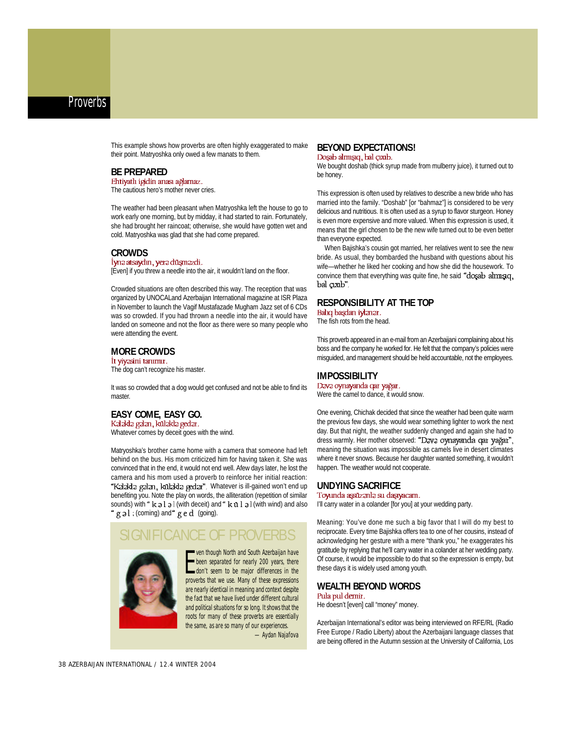# Proverbs

This example shows how proverbs are often highly exaggerated to make their point. Matryoshka only owed a few manats to them.

## BE PREPARED

Ehtiyatlı igidin anası ağlamaz.

The cautious hero's mother never cries.

The weather had been pleasant when Matryoshka left the house to go to work early one morning, but by midday, it had started to rain. Fortunately, she had brought her raincoat; otherwise, she would have gotten wet and cold. Matryoshka was glad that she had come prepared.

## CROWDS

İynə atsaydın, yerə düşməzdi.

[Even] if you threw a needle into the air, it wouldn't land on the floor.

Crowded situations are often described this way. The reception that was organized by UNOCALand Azerbaijan International magazine at ISR Plaza in November to launch the Vagif Mustafazade Mugham Jazz set of 6 CDs was so crowded. If you had thrown a needle into the air, it would have landed on someone and not the floor as there were so many people who were attending the event.

## MORE CROWDS

İt yiyəsini tanımır.

The dog can't recognize his master.

It was so crowded that a dog would get confused and not be able to find its master.

## EASY COME, EASY GO.

Kələklə gələn, küləklə gedər.

Whatever comes by deceit goes with the wind.

Matryoshka's brother came home with a camera that someone had left behind on the bus. His mom criticized him for having taken it. She was convinced that in the end, it would not end well. Afew days later, he lost the camera and his mom used a proverb to reinforce her initial reaction: "Kələklə gələn, küləklə gedər". Whatever is ill-gained won't end up benefiting you. Note the play on words, the alliteration (repetition of similar sounds) with " kələ] (with deceit) and " külə] (with wind) and also " gəl ; (coming) and " ged (going).

## SIGNIFICANCE OF PROVERBS

Even though North and South Azerbaijan have been separated for nearly 200 years, there don't seem to be major differences in the proverbs that we use. Many of these expressions are nearly identical in meaning and context despite the fact that we have lived under different cultural and political situations for so long. It shows that the roots for many of these proverbs are essentially the same, as are so many of our experiences.

— Aydan Najafova

## BEYOND EXPECTATIONS!

Doşab almışıq, bal çıxıb.

We bought doshab (thick syrup made from mulberry juice), it turned out to be honey.

This expression is often used by relatives to describe a new bride who has married into the family. "Doshab" [or "bahmaz"] is considered to be very delicious and nutritious. It is often used as a syrup to flavor sturgeon. Honey is even more expensive and more valued. When this expression is used, it means that the girl chosen to be the new wife turned out to be even better than everyone expected.

When Bajishka's cousin got married, her relatives went to see the new bride. As usual, they bombarded the husband with questions about his wife—whether he liked her cooking and how she did the housework. To convince them that everything was quite fine, he said "doşab almışıq, bal çıxıb".

## RESPONSIBILITY AT THE TOP

Balıq başdan iylənər.

The fish rots from the head.

This proverb appeared in an e-mail from an Azerbaijani complaining about his boss and the company he worked for. He felt that the company's policies were misguided, and management should be held accountable, not the employees.

## IMPOSSIBILITY

Dəvə oynayanda qar yağar.

Were the camel to dance, it would snow.

One evening, Chichak decided that since the weather had been quite warm the previous few days, she would wear something lighter to work the next day. But that night, the weather suddenly changed and again she had to dress warmly. Her mother observed: "Dəvə oynayanda qar yağar", meaning the situation was impossible as camels live in desert climates where it never snows. Because her daughter wanted something, it wouldn't happen. The weather would not cooperate.

## UNDYING SACRIFICE

Toyunda aşsüzənlə su daşıyacam.

I'll carry water in a colander [for you] at your wedding party.

Meaning: You've done me such a big favor that I will do my best to reciprocate. Every time Bajishka offers tea to one of her cousins, instead of acknowledging her gesture with a mere "thank you," he exaggerates his gratitude by replying that he'll carry water in a colander at her wedding party. Of course, it would be impossible to do that so the expression is empty, but these days it is widely used among youth.

## WEALTH BEYOND WORDS

Pula pul demir.

He doesn't [even] call "money" money.

Azerbaijan International's editor was being interviewed on RFE/RL (Radio Free Europe / Radio Liberty) about the Azerbaijani language classes that are being offered in the Autumn session at the University of California, Los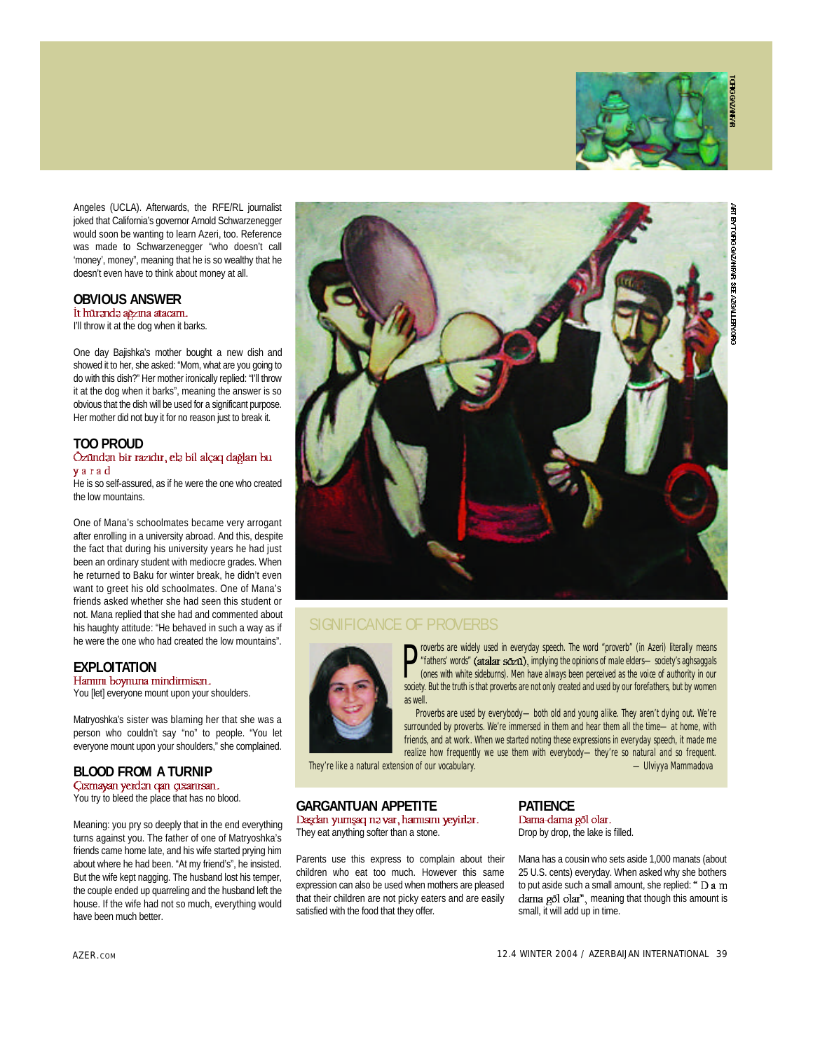Angeles (UCLA). Afterwards, the RFE/RL journalist joked that California's governor Arnold Schwarzenegger would soon be wanting to learn Azeri, too. Reference was made to Schwarzenegger "who doesn't call 'money', money", meaning that he is so wealthy that he doesn't even have to think about money at all.

### OBVIOUS ANSWER

İt hürəndə ağzına atacam.
I'll throw it at the dog when it barks.

One day Bajishka's mother bought a new dish and showed it to her, she asked: "Mom, what are you going to do with this dish?" Her mother ironically replied: "I'll throw it at the dog when it barks", meaning the answer is so obvious that the dish will be used for a significant purpose. Her mother did not buy it for no reason just to break it.

### TOO PROUD

Özündən bir razıdır, elə bil alçaq dağları bu yarad
He is so self-assured, as if he were the one who created the low mountains.

One of Mana's schoolmates became very arrogant after enrolling in a university abroad. And this, despite the fact that during his university years he had just been an ordinary student with mediocre grades. When he returned to Baku for winter break, he didn't even want to greet his old schoolmates. One of Mana's friends asked whether she had seen this student or not. Mana replied that she had and commented about his haughty attitude: "He behaved in such a way as if he were the one who had created the low mountains".

### EXPLOITATION

Hamını boynuna mindirmisən.
You [let] everyone mount upon your shoulders.

Matryoshka's sister was blaming her that she was a person who couldn't say "no" to people. "You let everyone mount upon your shoulders," she complained.

### BLOOD FROM A TURNIP

Çıxmayan yerdən qan çıxarırsan.
You try to bleed the place that has no blood.

Meaning: you pry so deeply that in the end everything turns against you. The father of one of Matryoshka's friends came home late, and his wife started prying him about where he had been. "At my friend's", he insisted. But the wife kept nagging. The husband lost his temper, the couple ended up quarreling and the husband left the house. If the wife had not so much, everything would have been much better.

ART BY TOGRUL GAZANFAR. SEE AZGALLERY.ORG

### SIGNIFICANCE OF PROVERBS

Proverbs are widely used in everyday speech. The word "proverb" (in Azeri) literally means "fathers' words" (atalar sözü), implying the opinions of male elders—society's aghsaggals (ones with white sideburns). Men have always been perceived as the voice of authority in our society. But the truth is that proverbs are not only created and used by our forefathers, but by women as well.

Proverbs are used by everybody—both old and young alike. They aren't dying out. We're surrounded by proverbs. We're immersed in them and hear them all the time—at home, with friends, and at work. When we started noting these expressions in everyday speech, it made me realize how frequently we use them with everybody—they're so natural and so frequent. They're like a natural extension of our vocabulary.

—Ulviyya Mammadova

### GARGANTUAN APPETITE

Daşdan yumşaq nə var, hamısını yeyirlər.
They eat anything softer than a stone.

Parents use this express to complain about their children who eat too much. However this same expression can also be used when mothers are pleased that their children are not picky eaters and are easily satisfied with the food that they offer.

### PATIENCE

Damə-damə göl olar.
Drop by drop, the lake is filled.

Mana has a cousin who sets aside 1,000 manats (about 25 U.S. cents) everyday. When asked why she bothers to put aside such a small amount, she replied: "Damə damə göl olar", meaning that though this amount is small, it will add up in time.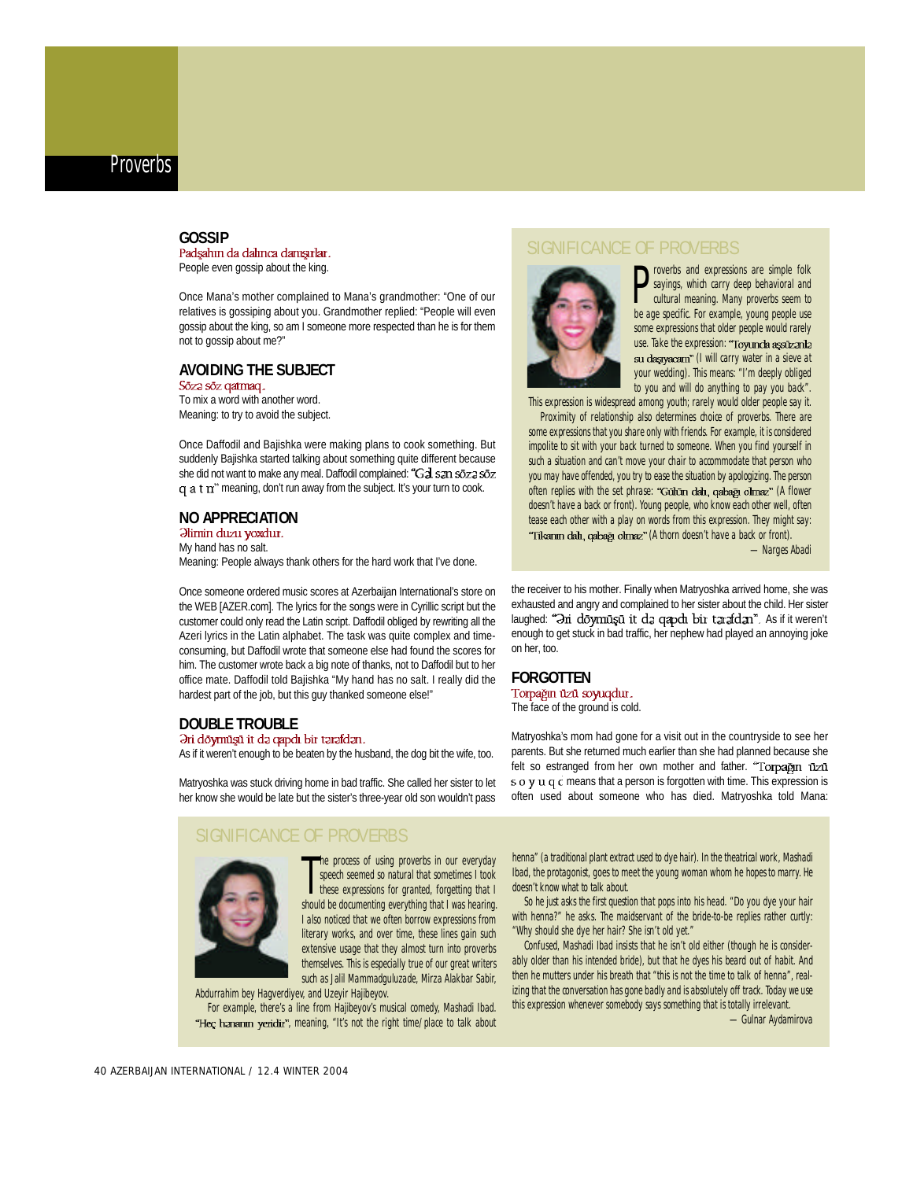# Proverbs

## GOSSIP

Padşahın da dalınca danışırlar.

People even gossip about the king.

Once Mana's mother complained to Mana's grandmother: "One of our relatives is gossiping about you. Grandmother replied: "People will even gossip about the king, so am I someone more respected than he is for them not to gossip about me?"

## AVOIDING THE SUBJECT

Sözə söz qatmaq.

To mix a word with another word.

Meaning: to try to avoid the subject.

Once Daffodil and Bajishka were making plans to cook something. But suddenly Bajishka started talking about something quite different because she did not want to make any meal. Daffodil complained: "Gəl sən sözə söz qatın" meaning, don't run away from the subject. It's your turn to cook.

## NO APPRECIATION

Əlimin duzu yoxdur.

My hand has no salt.

Meaning: People always thank others for the hard work that I've done.

Once someone ordered music scores at Azerbaijan International's store on the WEB [AZER.com]. The lyrics for the songs were in Cyrillic script but the customer could only read the Latin script. Daffodil obliged by rewriting all the Azeri lyrics in the Latin alphabet. The task was quite complex and time-consuming, but Daffodil wrote that someone else had found the scores for him. The customer wrote back a big note of thanks, not to Daffodil but to her office mate. Daffodil told Bajishka "My hand has no salt. I really did the hardest part of the job, but this guy thanked someone else!"

## DOUBLE TROUBLE

Əri döyműşü it də qapdı bir tərəfdən.

As if it weren't enough to be beaten by the husband, the dog bit the wife, too.

Matryoshka was stuck driving home in bad traffic. She called her sister to let her know she would be late but the sister's three-year old son wouldn't pass the receiver to his mother. Finally when Matryoshka arrived home, she was exhausted and angry and complained to her sister about the child. Her sister laughed: "Əri döyműşü it də qapdı bir tərəfdən". As if it weren't enough to get stuck in bad traffic, her nephew had played an annoying joke on her, too.

## FORGOTTEN

Torpağın üzü soyuqdur.

The face of the ground is cold.

Matryoshka's mom had gone for a visit out in the countryside to see her parents. But she returned much earlier than she had planned because she felt so estranged from her own mother and father. "Torpağın üzü soyuqdur" means that a person is forgotten with time. This expression is often used about someone who has died. Matryoshka told Mana:

## SIGNIFICANCE OF PROVERBS

Proverbs and expressions are simple folk sayings, which carry deep behavioral and cultural meaning. Many proverbs seem to be age specific. For example, young people use some expressions that older people would rarely use. Take the expression: "Toyunda aşsüzənlə su daşıyacam" (I will carry water in a sieve at your wedding). This means: "I'm deeply obliged to you and will do anything to pay you back". This expression is widespread among youth; rarely would older people say it.

Proximity of relationship also determines choice of proverbs. There are some expressions that you share only with friends. For example, it is considered impolite to sit with your back turned to someone. When you find yourself in such a situation and can't move your chair to accommodate that person who you may have offended, you try to ease the situation by apologizing. The person often replies with the set phrase: "Gülün dalı, qabağı olmaz" (A flower doesn't have a back or front). Young people, who know each other well, often tease each other with a play on words from this expression. They might say: "Tikanın dalı, qabağı olmaz" (A thorn doesn't have a back or front).

— Narges Abadi

## SIGNIFICANCE OF PROVERBS

The process of using proverbs in our everyday speech seemed so natural that sometimes I took these expressions for granted, forgetting that I should be documenting everything that I was hearing. I also noticed that we often borrow expressions from literary works, and over time, these lines gain such extensive usage that they almost turn into proverbs themselves. This is especially true of our great writers such as Jalil Mammadguluzade, Mirza Alakbar Sabir, Abdurrahim bey Hagverdiyev, and Uzeyir Hajibeyov.

For example, there's a line from Hajibeyov's musical comedy, Mashadi Ibad. "Heç hənanın yeridir", meaning, "It's not the right time/place to talk about henna" (a traditional plant extract used to dye hair). In the theatrical work, Mashadi Ibad, the protagonist, goes to meet the young woman whom he hopes to marry. He doesn't know what to talk about.

So he just asks the first question that pops into his head. "Do you dye your hair with henna?" he asks. The maidservant of the bride-to-be replies rather curtly: "Why should she dye her hair? She isn't old yet."

Confused, Mashadi Ibad insists that he isn't old either (though he is considerably older than his intended bride), but that he dyes his beard out of habit. And then he mutters under his breath that "this is not the time to talk of henna", realizing that the conversation has gone badly and is absolutely off track. Today we use this expression whenever somebody says something that is totally irrelevant.

— Gulnar Aydamirova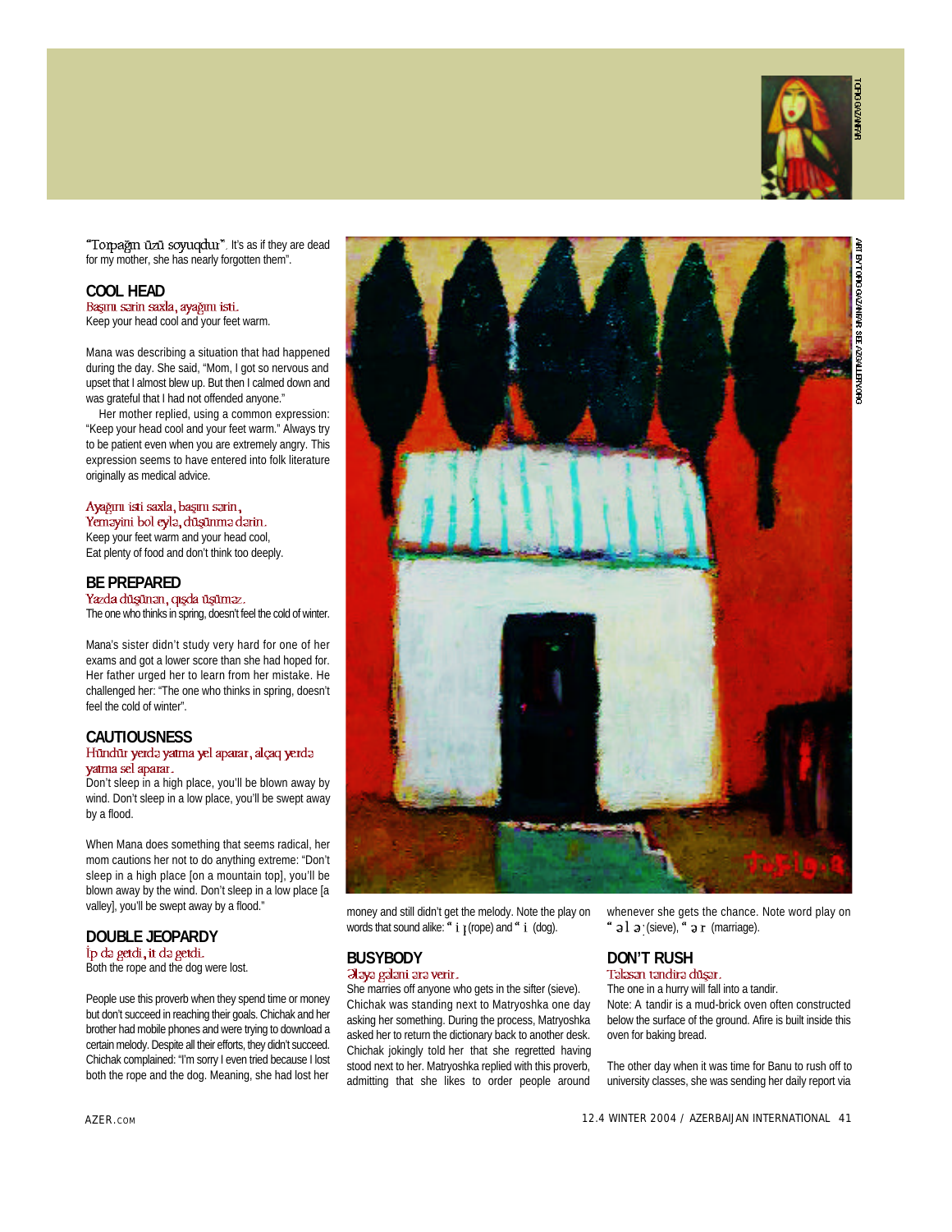"Torpağın üzü soyuqdur". It's as if they are dead for my mother, she has nearly forgotten them".

## COOL HEAD

Başını sərin saxla, ayağını isti.
Keep your head cool and your feet warm.

Mana was describing a situation that had happened during the day. She said, "Mom, I got so nervous and upset that I almost blew up. But then I calmed down and was grateful that I had not offended anyone."

Her mother replied, using a common expression: "Keep your head cool and your feet warm." Always try to be patient even when you are extremely angry. This expression seems to have entered into folk literature originally as medical advice.

Ayağını isti saxla, başını sərin,
Yeməyini bol eylə, düşünmə dərin.
Keep your feet warm and your head cool,
Eat plenty of food and don't think too deeply.

## BE PREPARED

Yazda düşünən, qışda üşüməz.
The one who thinks in spring, doesn't feel the cold of winter.

Mana's sister didn't study very hard for one of her exams and got a lower score than she had hoped for. Her father urged her to learn from her mistake. He challenged her: "The one who thinks in spring, doesn't feel the cold of winter".

## CAUTIOUSNESS

Hündür yerdə yatma yel aparar, alçaq yerdə yatma sel aparar.
Don't sleep in a high place, you'll be blown away by wind. Don't sleep in a low place, you'll be swept away by a flood.

When Mana does something that seems radical, her mom cautions her not to do anything extreme: "Don't sleep in a high place [on a mountain top], you'll be blown away by the wind. Don't sleep in a low place [a valley], you'll be swept away by a flood."

## DOUBLE JEOPARDY

İp də getdi, it də getdi.
Both the rope and the dog were lost.

People use this proverb when they spend time or money but don't succeed in reaching their goals. Chichak and her brother had mobile phones and were trying to download a certain melody. Despite all their efforts, they didn't succeed. Chichak complained: "I'm sorry I even tried because I lost both the rope and the dog. Meaning, she had lost her money and still didn't get the melody. Note the play on words that sound alike: "ip" (rope) and "it" (dog).

## BUSYBODY

Ələyə gələni ərə verir.
She marries off anyone who gets in the sifter (sieve).
Chichak was standing next to Matryoshka one day asking her something. During the process, Matryoshka asked her to return the dictionary back to another desk. Chichak jokingly told her that she regretted having stood next to her. Matryoshka replied with this proverb, admitting that she likes to order people around whenever she gets the chance. Note word play on "ələk" (sieve), "ər" (marriage).

## DON'T RUSH

Tələsən təndirə düşər.
The one in a hurry will fall into a tandir.
Note: A tandir is a mud-brick oven often constructed below the surface of the ground. A fire is built inside this oven for baking bread.

The other day when it was time for Banu to rush off to university classes, she was sending her daily report via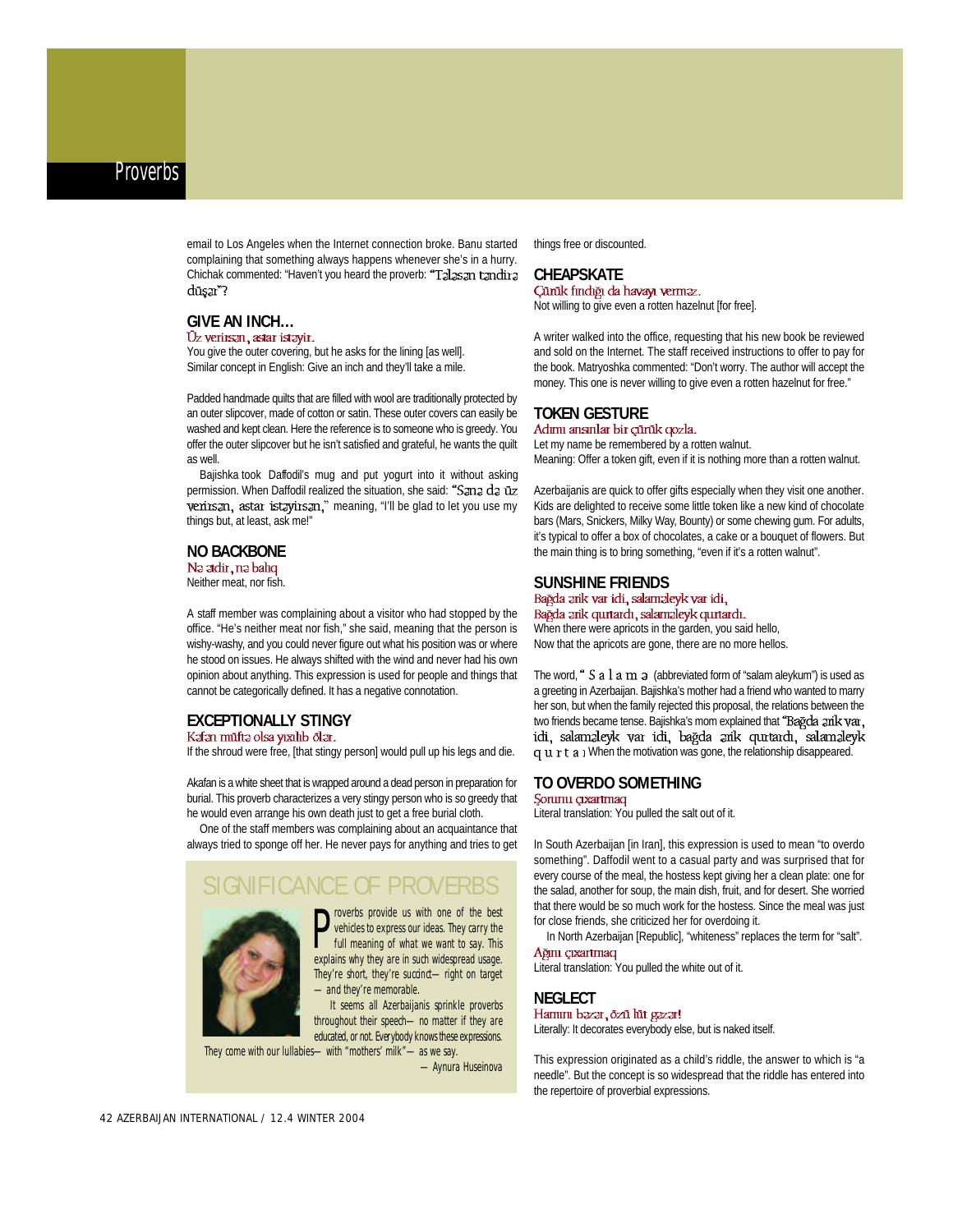email to Los Angeles when the Internet connection broke. Banu started complaining that something always happens whenever she's in a hurry. Chichak commented: "Haven't you heard the proverb: "Tələsən təndirə düşər"?

## GIVE AN INCH…

Üz verirsən, astar istəyir.

You give the outer covering, but he asks for the lining [as well]. Similar concept in English: Give an inch and they'll take a mile.

Padded handmade quilts that are filled with wool are traditionally protected by an outer slipcover, made of cotton or satin. These outer covers can easily be washed and kept clean. Here the reference is to someone who is greedy. You offer the outer slipcover but he isn't satisfied and grateful, he wants the quilt as well.

Bajishka took Daffodil's mug and put yogurt into it without asking permission. When Daffodil realized the situation, she said: "Sənə də üz verirsən, astar istəyirsən," meaning, "I'll be glad to let you use my things but, at least, ask me!"

## NO BACKBONE

Nə ətdir, nə balıq

Neither meat, nor fish.

A staff member was complaining about a visitor who had stopped by the office. "He's neither meat nor fish," she said, meaning that the person is wishy-washy, and you could never figure out what his position was or where he stood on issues. He always shifted with the wind and never had his own opinion about anything. This expression is used for people and things that cannot be categorically defined. It has a negative connotation.

## EXCEPTIONALLY STINGY

Kəfən müftə olsa yıxılıb ölər.

If the shroud were free, [that stingy person] would pull up his legs and die.

Akafan is a white sheet that is wrapped around a dead person in preparation for burial. This proverb characterizes a very stingy person who is so greedy that he would even arrange his own death just to get a free burial cloth.

One of the staff members was complaining about an acquaintance that always tried to sponge off her. He never pays for anything and tries to get things free or discounted.

## SIGNIFICANCE OF PROVERBS

Proverbs provide us with one of the best vehicles to express our ideas. They carry the full meaning of what we want to say. This explains why they are in such widespread usage. They're short, they're succinct—right on target—and they're memorable.

It seems all Azerbaijanis sprinkle proverbs throughout their speech—no matter if they are educated, or not. Everybody knows these expressions. They come with our lullabies—with "mothers' milk"—as we say.

—Aynura Huseinova

## CHEAPSKATE

Çürük fındığı da havayı verməz.

Not willing to give even a rotten hazelnut [for free].

A writer walked into the office, requesting that his new book be reviewed and sold on the Internet. The staff received instructions to offer to pay for the book. Matryoshka commented: "Don't worry. The author will accept the money. This one is never willing to give even a rotten hazelnut for free."

## TOKEN GESTURE

Adımı ansınlar bir çürük qozla.

Let my name be remembered by a rotten walnut.
Meaning: Offer a token gift, even if it is nothing more than a rotten walnut.

Azerbaijanis are quick to offer gifts especially when they visit one another. Kids are delighted to receive some little token like a new kind of chocolate bars (Mars, Snickers, Milky Way, Bounty) or some chewing gum. For adults, it's typical to offer a box of chocolates, a cake or a bouquet of flowers. But the main thing is to bring something, "even if it's a rotten walnut".

## SUNSHINE FRIENDS

Bağda ərik var idi, salaməleyk var idi,
Bağda ərik qurtardı, salaməleyk qurtardı.

When there were apricots in the garden, you said hello,
Now that the apricots are gone, there are no more hellos.

The word, "Salamə (abbreviated form of "salam aleykum") is used as a greeting in Azerbaijan. Bajishka's mother had a friend who wanted to marry her son, but when the family rejected this proposal, the relations between the two friends became tense. Bajishka's mom explained that "Bağda ərik var, idi, salaməleyk var idi, bağda ərik qurtardı, salaməleyk qurtardı. When the motivation was gone, the relationship disappeared.

## TO OVERDO SOMETHING

Şorunu çıxartmaq

Literal translation: You pulled the salt out of it.

In South Azerbaijan [in Iran], this expression is used to mean "to overdo something". Daffodil went to a casual party and was surprised that for every course of the meal, the hostess kept giving her a clean plate: one for the salad, another for soup, the main dish, fruit, and for desert. She worried that there would be so much work for the hostess. Since the meal was just for close friends, she criticized her for overdoing it.

In North Azerbaijan [Republic], "whiteness" replaces the term for "salt".

Ağını çıxartmaq

Literal translation: You pulled the white out of it.

## NEGLECT

Hamını bəzər, özü lüt gəzər!

Literally: It decorates everybody else, but is naked itself.

This expression originated as a child's riddle, the answer to which is "a needle". But the concept is so widespread that the riddle has entered into the repertoire of proverbial expressions.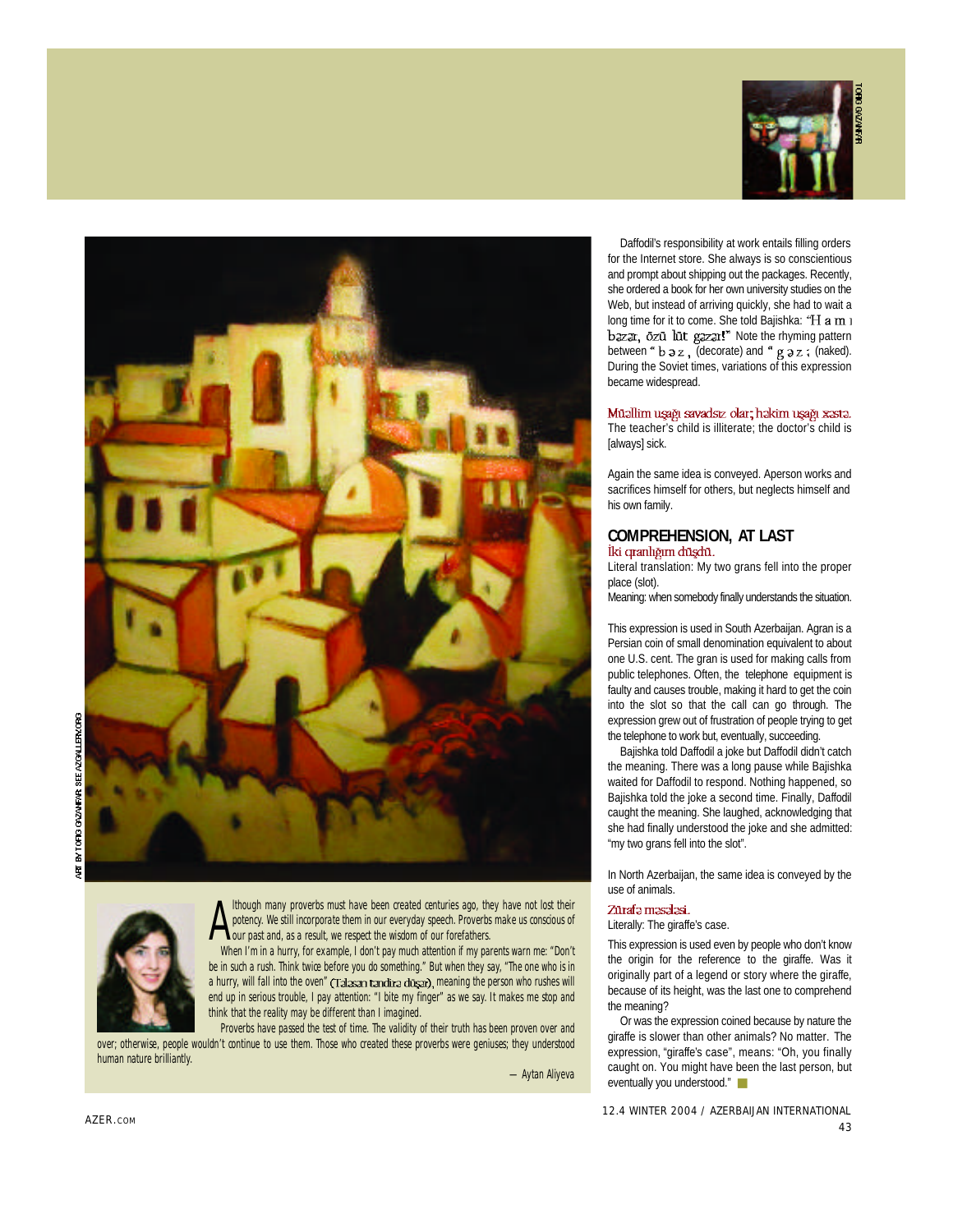TOFIG GAZANFAR

ART BY TOFIG GAZANFAR: SEE AZGALLERY.ORG

Although many proverbs must have been created centuries ago, they have not lost their potency. We still incorporate them in our everyday speech. Proverbs make us conscious of our past and, as a result, we respect the wisdom of our forefathers.

When I'm in a hurry, for example, I don't pay much attention if my parents warn me: "Don't be in such a rush. Think twice before you do something." But when they say, "The one who is in a hurry, will fall into the oven" (Tələsən təndirə düşər), meaning the person who rushes will end up in serious trouble, I pay attention: "I bite my finger" as we say. It makes me stop and think that the reality may be different than I imagined.

Proverbs have passed the test of time. The validity of their truth has been proven over and over; otherwise, people wouldn't continue to use them. Those who created these proverbs were geniuses; they understood human nature brilliantly.

— Aytan Aliyeva

Daffodil's responsibility at work entails filling orders for the Internet store. She always is so conscientious and prompt about shipping out the packages. Recently, she ordered a book for her own university studies on the Web, but instead of arriving quickly, she had to wait a long time for it to come. She told Bajishka: "Hamı bəzər, özü lüt gəzər!" Note the rhyming pattern between "bəz, (decorate) and "gəz; (naked). During the Soviet times, variations of this expression became widespread.

Müəllim uşağı savadsız olar; həkim uşağı xəstə.
The teacher's child is illiterate; the doctor's child is [always] sick.

Again the same idea is conveyed. Aperson works and sacrifices himself for others, but neglects himself and his own family.

## COMPREHENSION, AT LAST

İki qranlığım düşdü.
Literal translation: My two grans fell into the proper place (slot).
Meaning: when somebody finally understands the situation.

This expression is used in South Azerbaijan. Agran is a Persian coin of small denomination equivalent to about one U.S. cent. The gran is used for making calls from public telephones. Often, the telephone equipment is faulty and causes trouble, making it hard to get the coin into the slot so that the call can go through. The expression grew out of frustration of people trying to get the telephone to work but, eventually, succeeding.

Bajishka told Daffodil a joke but Daffodil didn't catch the meaning. There was a long pause while Bajishka waited for Daffodil to respond. Nothing happened, so Bajishka told the joke a second time. Finally, Daffodil caught the meaning. She laughed, acknowledging that she had finally understood the joke and she admitted: "my two grans fell into the slot".

In North Azerbaijan, the same idea is conveyed by the use of animals.

Zürafə məsələsi.
Literally: The giraffe's case.

This expression is used even by people who don't know the origin for the reference to the giraffe. Was it originally part of a legend or story where the giraffe, because of its height, was the last one to comprehend the meaning?

Or was the expression coined because by nature the giraffe is slower than other animals? No matter. The expression, "giraffe's case", means: "Oh, you finally caught on. You might have been the last person, but eventually you understood." ■